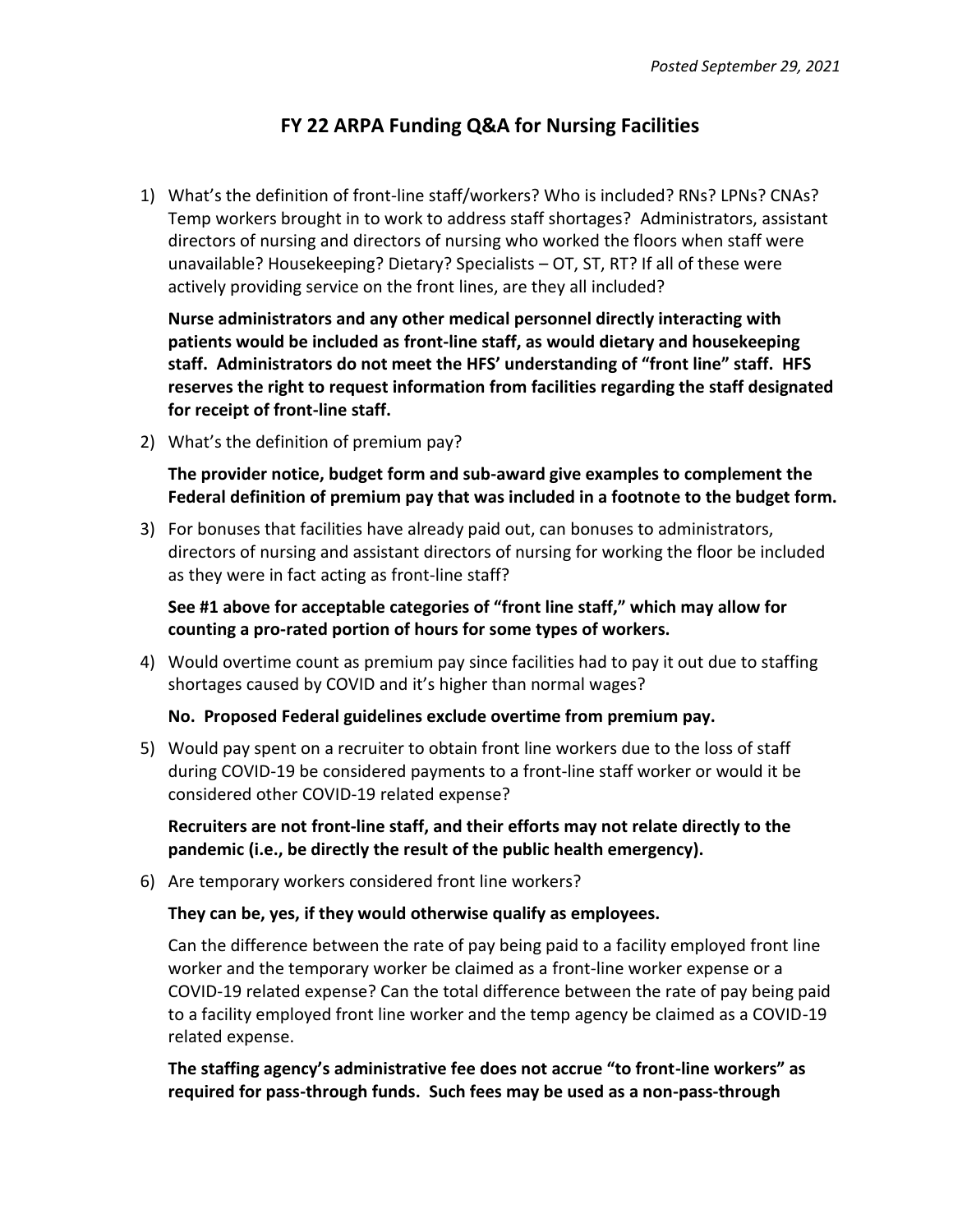*Posted September 29, 2021*

# FY 22 ARPA Funding Q&A for Nursing Facilities

1) What's the definition of front-line staff/workers? Who is included? RNs? LPNs? CNAs? Temp workers brought in to work to address staff shortages? Administrators, assistant directors of nursing and directors of nursing who worked the floors when staff were unavailable? Housekeeping? Dietary? Specialists – OT, ST, RT? If all of these were actively providing service on the front lines, are they all included?

   **Nurse administrators and any other medical personnel directly interacting with patients would be included as front-line staff, as would dietary and housekeeping staff. Administrators do not meet the HFS' understanding of "front line" staff. HFS reserves the right to request information from facilities regarding the staff designated for receipt of front-line staff.**

2) What's the definition of premium pay?

   **The provider notice, budget form and sub-award give examples to complement the Federal definition of premium pay that was included in a footnote to the budget form.**

3) For bonuses that facilities have already paid out, can bonuses to administrators, directors of nursing and assistant directors of nursing for working the floor be included as they were in fact acting as front-line staff?

   **See #1 above for acceptable categories of "front line staff," which may allow for counting a pro-rated portion of hours for some types of workers.**

4) Would overtime count as premium pay since facilities had to pay it out due to staffing shortages caused by COVID and it's higher than normal wages?

   **No. Proposed Federal guidelines exclude overtime from premium pay.**

5) Would pay spent on a recruiter to obtain front line workers due to the loss of staff during COVID-19 be considered payments to a front-line staff worker or would it be considered other COVID-19 related expense?

   **Recruiters are not front-line staff, and their efforts may not relate directly to the pandemic (i.e., be directly the result of the public health emergency).**

6) Are temporary workers considered front line workers?

   **They can be, yes, if they would otherwise qualify as employees.**

   Can the difference between the rate of pay being paid to a facility employed front line worker and the temporary worker be claimed as a front-line worker expense or a COVID-19 related expense? Can the total difference between the rate of pay being paid to a facility employed front line worker and the temp agency be claimed as a COVID-19 related expense.

   **The staffing agency's administrative fee does not accrue "to front-line workers" as required for pass-through funds. Such fees may be used as a non-pass-through**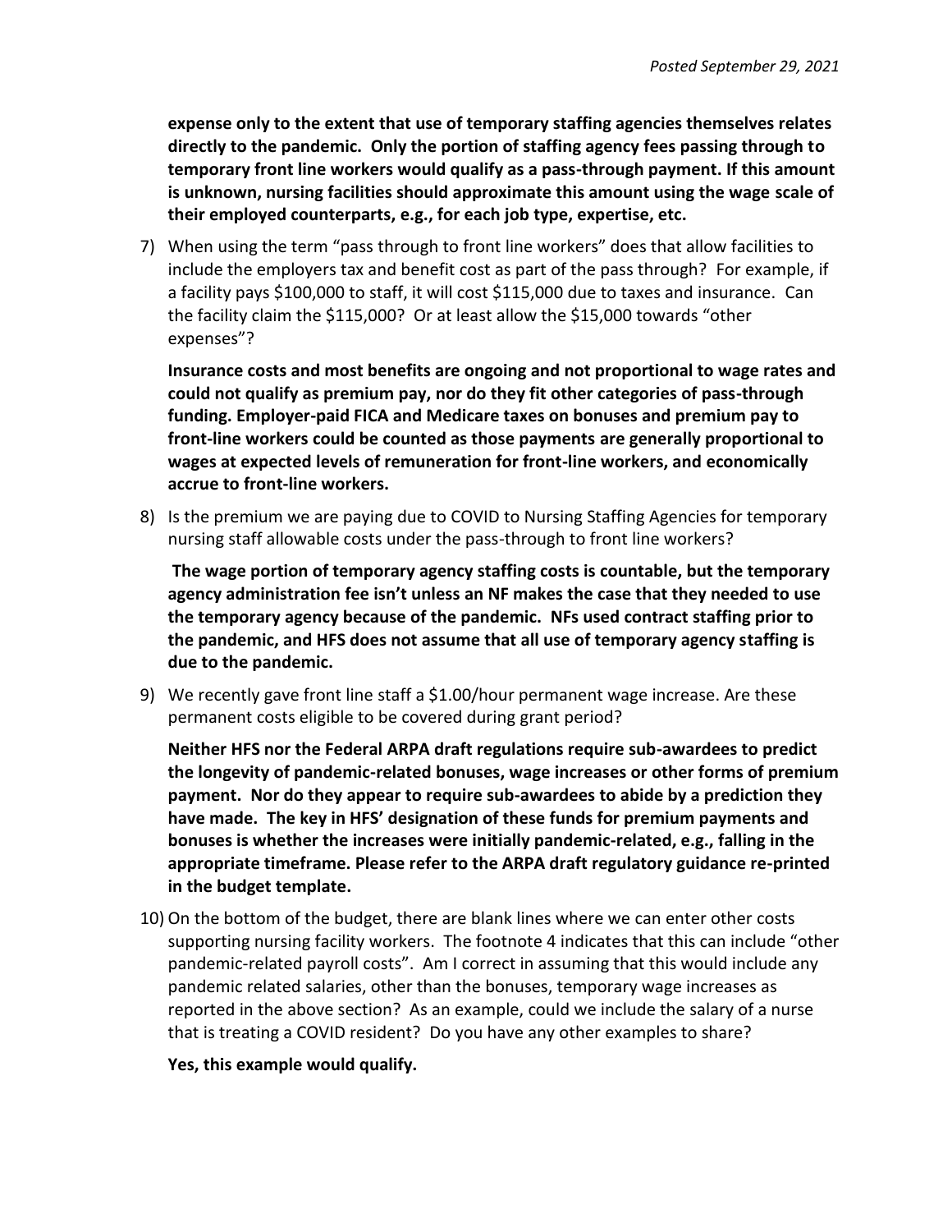**expense only to the extent that use of temporary staffing agencies themselves relates directly to the pandemic. Only the portion of staffing agency fees passing through to temporary front line workers would qualify as a pass-through payment. If this amount is unknown, nursing facilities should approximate this amount using the wage scale of their employed counterparts, e.g., for each job type, expertise, etc.**

7) When using the term "pass through to front line workers" does that allow facilities to include the employers tax and benefit cost as part of the pass through? For example, if a facility pays $100,000 to staff, it will cost $115,000 due to taxes and insurance. Can the facility claim the $115,000? Or at least allow the $15,000 towards "other expenses"?

   **Insurance costs and most benefits are ongoing and not proportional to wage rates and could not qualify as premium pay, nor do they fit other categories of pass-through funding. Employer-paid FICA and Medicare taxes on bonuses and premium pay to front-line workers could be counted as those payments are generally proportional to wages at expected levels of remuneration for front-line workers, and economically accrue to front-line workers.**

8) Is the premium we are paying due to COVID to Nursing Staffing Agencies for temporary nursing staff allowable costs under the pass-through to front line workers?

   **The wage portion of temporary agency staffing costs is countable, but the temporary agency administration fee isn't unless an NF makes the case that they needed to use the temporary agency because of the pandemic. NFs used contract staffing prior to the pandemic, and HFS does not assume that all use of temporary agency staffing is due to the pandemic.**

9) We recently gave front line staff a $1.00/hour permanent wage increase. Are these permanent costs eligible to be covered during grant period?

   **Neither HFS nor the Federal ARPA draft regulations require sub-awardees to predict the longevity of pandemic-related bonuses, wage increases or other forms of premium payment. Nor do they appear to require sub-awardees to abide by a prediction they have made. The key in HFS' designation of these funds for premium payments and bonuses is whether the increases were initially pandemic-related, e.g., falling in the appropriate timeframe. Please refer to the ARPA draft regulatory guidance re-printed in the budget template.**

10) On the bottom of the budget, there are blank lines where we can enter other costs supporting nursing facility workers. The footnote 4 indicates that this can include "other pandemic-related payroll costs". Am I correct in assuming that this would include any pandemic related salaries, other than the bonuses, temporary wage increases as reported in the above section? As an example, could we include the salary of a nurse that is treating a COVID resident? Do you have any other examples to share?

    **Yes, this example would qualify.**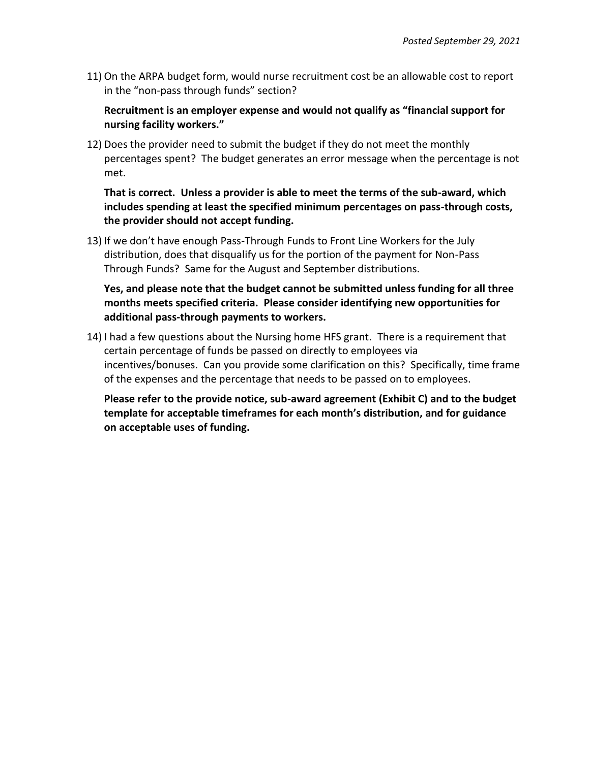*Posted September 29, 2021*

11) On the ARPA budget form, would nurse recruitment cost be an allowable cost to report in the "non-pass through funds" section?

    **Recruitment is an employer expense and would not qualify as "financial support for nursing facility workers."**

12) Does the provider need to submit the budget if they do not meet the monthly percentages spent? The budget generates an error message when the percentage is not met.

    **That is correct. Unless a provider is able to meet the terms of the sub-award, which includes spending at least the specified minimum percentages on pass-through costs, the provider should not accept funding.**

13) If we don't have enough Pass-Through Funds to Front Line Workers for the July distribution, does that disqualify us for the portion of the payment for Non-Pass Through Funds? Same for the August and September distributions.

    **Yes, and please note that the budget cannot be submitted unless funding for all three months meets specified criteria. Please consider identifying new opportunities for additional pass-through payments to workers.**

14) I had a few questions about the Nursing home HFS grant. There is a requirement that certain percentage of funds be passed on directly to employees via incentives/bonuses. Can you provide some clarification on this? Specifically, time frame of the expenses and the percentage that needs to be passed on to employees.

    **Please refer to the provide notice, sub-award agreement (Exhibit C) and to the budget template for acceptable timeframes for each month's distribution, and for guidance on acceptable uses of funding.**